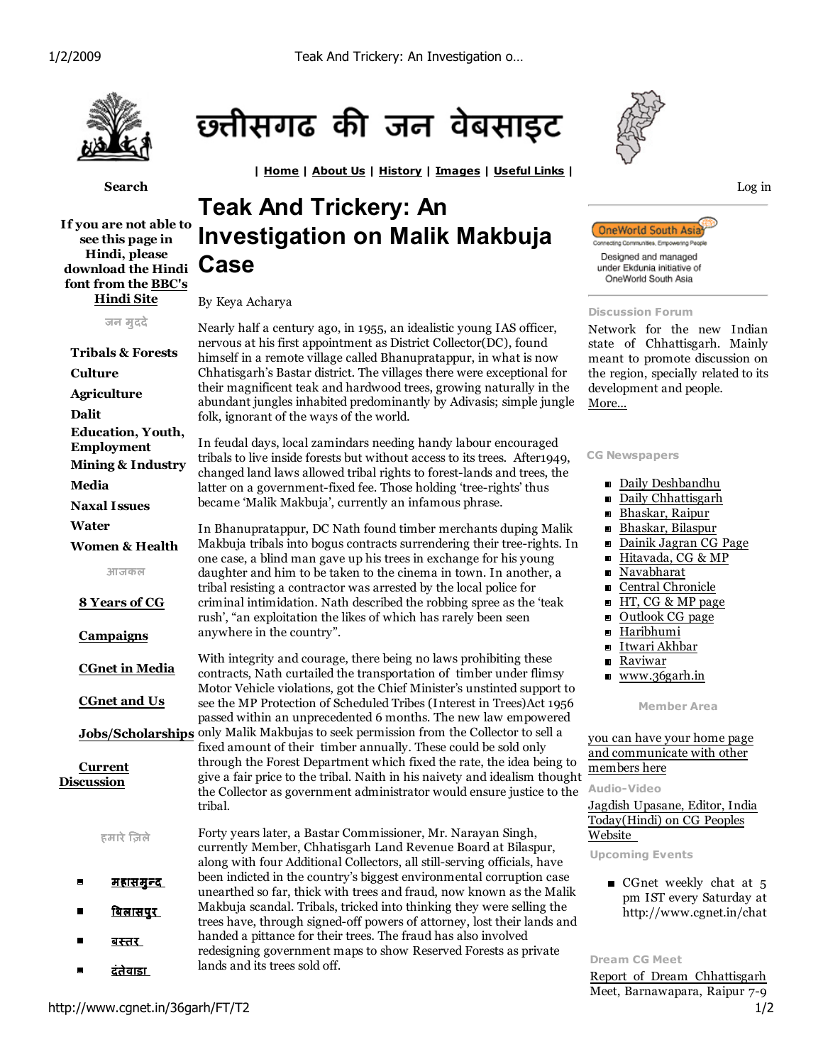# छत्तीसगढ की जन वेबसाइट

| **Home** | **About Us** | **History** | **Images** | **Useful Links** |

**Search**

**If you are not able to see this page in Hindi, please download the Hindi font from the BBC's Hindi Site**

जन मुददे

- **Tribals & Forests**
- **Culture**
- **Agriculture**
- **Dalit**
- **Education, Youth, Employment**
- **Mining & Industry**
- **Media**
- **Naxal Issues**
- **Water**
- **Women & Health**

आजकल

- **8 Years of CG**
- **Campaigns**
- **CGnet in Media**
- **CGnet and Us**
- **Jobs/Scholarships**
- **Current Discussion**

हमारे ज़िले

- महासमुन्द
- बिलासपुर
- बस्तर
- दंतेवाडा

# Teak And Trickery: An Investigation on Malik Makbuja Case

By Keya Acharya

Nearly half a century ago, in 1955, an idealistic young IAS officer, nervous at his first appointment as District Collector(DC), found himself in a remote village called Bhanupratappur, in what is now Chhatisgarh's Bastar district. The villages there were exceptional for their magnificent teak and hardwood trees, growing naturally in the abundant jungles inhabited predominantly by Adivasis; simple jungle folk, ignorant of the ways of the world.

In feudal days, local zamindars needing handy labour encouraged tribals to live inside forests but without access to its trees. After1949, changed land laws allowed tribal rights to forest-lands and trees, the latter on a government-fixed fee. Those holding 'tree-rights' thus became 'Malik Makbuja', currently an infamous phrase.

In Bhanupratappur, DC Nath found timber merchants duping Malik Makbuja tribals into bogus contracts surrendering their tree-rights. In one case, a blind man gave up his trees in exchange for his young daughter and him to be taken to the cinema in town. In another, a tribal resisting a contractor was arrested by the local police for criminal intimidation. Nath described the robbing spree as the 'teak rush', "an exploitation the likes of which has rarely been seen anywhere in the country".

With integrity and courage, there being no laws prohibiting these contracts, Nath curtailed the transportation of timber under flimsy Motor Vehicle violations, got the Chief Minister's unstinted support to see the MP Protection of Scheduled Tribes (Interest in Trees)Act 1956 passed within an unprecedented 6 months. The new law empowered only Malik Makbujas to seek permission from the Collector to sell a fixed amount of their timber annually. These could be sold only through the Forest Department which fixed the rate, the idea being to give a fair price to the tribal. Naith in his naivety and idealism thought the Collector as government administrator would ensure justice to the tribal.

Forty years later, a Bastar Commissioner, Mr. Narayan Singh, currently Member, Chhatisgarh Land Revenue Board at Bilaspur, along with four Additional Collectors, all still-serving officials, have been indicted in the country's biggest environmental corruption case unearthed so far, thick with trees and fraud, now known as the Malik Makbuja scandal. Tribals, tricked into thinking they were selling the trees have, through signed-off powers of attorney, lost their lands and handed a pittance for their trees. The fraud has also involved redesigning government maps to show Reserved Forests as private lands and its trees sold off.

Log in

OneWorld South Asia — Connecting Communities, Empowering People

Designed and managed under Ekdunia initiative of OneWorld South Asia

**Discussion Forum**

Network for the new Indian state of Chhattisgarh. Mainly meant to promote discussion on the region, specially related to its development and people. More...

**CG Newspapers**

- Daily Deshbandhu
- Daily Chhattisgarh
- Bhaskar, Raipur
- Bhaskar, Bilaspur
- Dainik Jagran CG Page
- Hitavada, CG & MP
- Navabharat
- Central Chronicle
- HT, CG & MP page
- Outlook CG page
- Haribhumi
- Itwari Akhbar
- Raviwar
- www.36garh.in

**Member Area**

you can have your home page and communicate with other members here

**Audio-Video**

Jagdish Upasane, Editor, India Today(Hindi) on CG Peoples Website

**Upcoming Events**

- CGnet weekly chat at 5 pm IST every Saturday at http://www.cgnet.in/chat

**Dream CG Meet**

Report of Dream Chhattisgarh Meet, Barnawapara, Raipur 7-9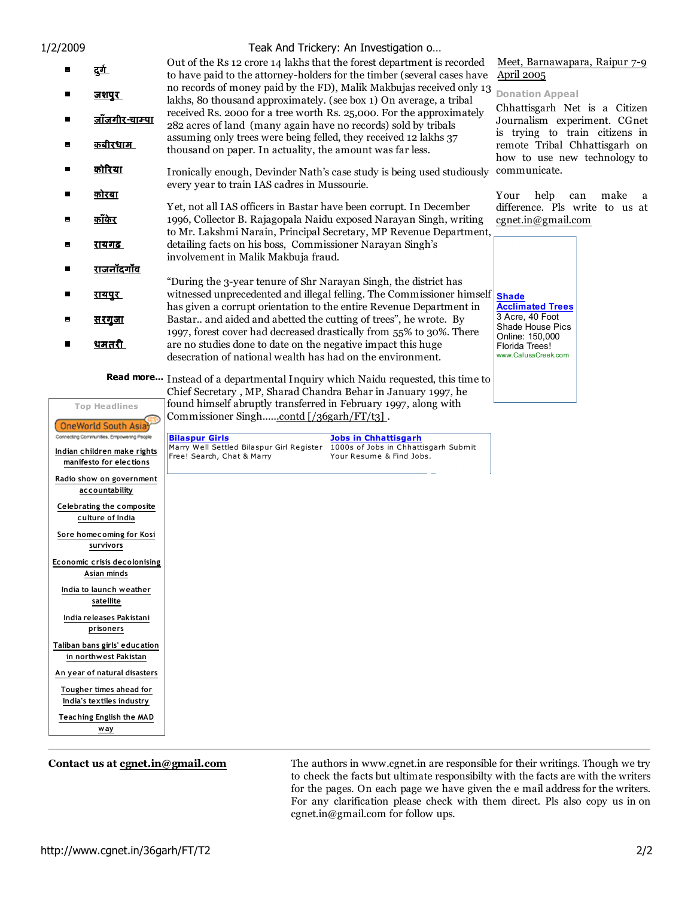- दुर्ग
- जशपुर
- जाँजगीर-चाम्पा
- कबीरधाम
- कोरिया
- कोरबा
- काँकेर
- रायगढ़
- राजनाँदगाँव
- रायपुर
- सरगुजा
- धमतरी

Read more...

Out of the Rs 12 crore 14 lakhs that the forest department is recorded to have paid to the attorney-holders for the timber (several cases have no records of money paid by the FD), Malik Makbujas received only 13 lakhs, 80 thousand approximately. (see box 1) On average, a tribal received Rs. 2000 for a tree worth Rs. 25,000. For the approximately 282 acres of land (many again have no records) sold by tribals assuming only trees were being felled, they received 12 lakhs 37 thousand on paper. In actuality, the amount was far less.

Ironically enough, Devinder Nath's case study is being used studiously every year to train IAS cadres in Mussourie.

Yet, not all IAS officers in Bastar have been corrupt. In December 1996, Collector B. Rajagopala Naidu exposed Narayan Singh, writing to Mr. Lakshmi Narain, Principal Secretary, MP Revenue Department, detailing facts on his boss, Commissioner Narayan Singh's involvement in Malik Makbuja fraud.

"During the 3-year tenure of Shr Narayan Singh, the district has witnessed unprecedented and illegal felling. The Commissioner himself has given a corrupt orientation to the entire Revenue Department in Bastar.. and aided and abetted the cutting of trees", he wrote. By 1997, forest cover had decreased drastically from 55% to 30%. There are no studies done to date on the negative impact this huge desecration of national wealth has had on the environment.

Instead of a departmental Inquiry which Naidu requested, this time to Chief Secretary , MP, Sharad Chandra Behar in January 1997, he found himself abruptly transferred in February 1997, along with Commissioner Singh......contd [/36garh/FT/t3] .

Meet, Barnawapara, Raipur 7-9 April 2005

**Donation Appeal**

Chhattisgarh Net is a Citizen Journalism experiment. CGnet is trying to train citizens in remote Tribal Chhattisgarh on how to use new technology to communicate.

Your help can make a difference. Pls write to us at cgnet.in@gmail.com

**Shade Acclimated Trees**
3 Acre, 40 Foot Shade House Pics Online: 150,000 Florida Trees!
www.CalusaCreek.com

**Bilaspur Girls**
Marry Well Settled Bilaspur Girl Register Free! Search, Chat & Marry

**Jobs in Chhattisgarh**
1000s of Jobs in Chhattisgarh Submit Your Resume & Find Jobs.

**Top Headlines**

OneWorld South Asia — Connecting Communities, Empowering People

- Indian children make rights manifesto for elections
- Radio show on government accountability
- Celebrating the composite culture of India
- Sore homecoming for Kosi survivors
- Economic crisis decolonising Asian minds
- India to launch weather satellite
- India releases Pakistani prisoners
- Taliban bans girls' education in northwest Pakistan
- An year of natural disasters
- Tougher times ahead for India's textiles industry
- Teaching English the MAD way

---

**Contact us at cgnet.in@gmail.com**

The authors in www.cgnet.in are responsible for their writings. Though we try to check the facts but ultimate responsibilty with the facts are with the writers for the pages. On each page we have given the e mail address for the writers. For any clarification please check with them direct. Pls also copy us in on cgnet.in@gmail.com for follow ups.